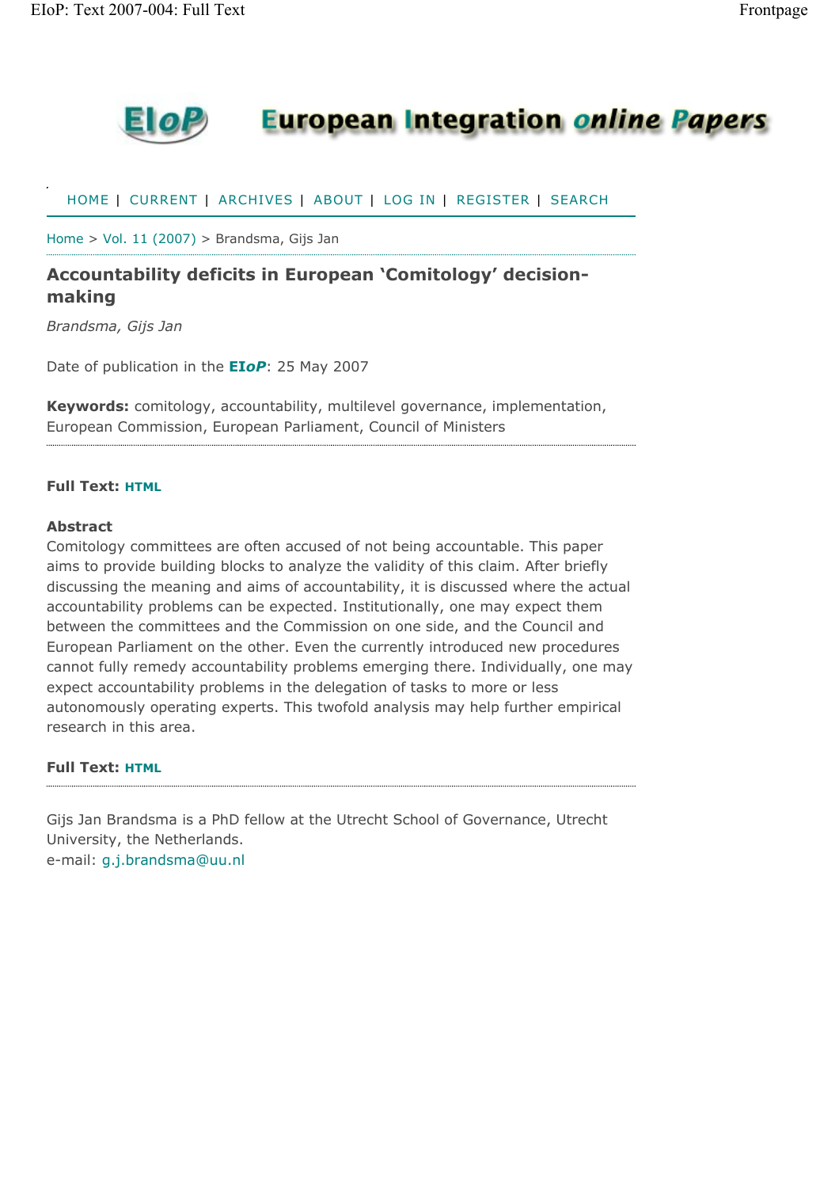# European Integration online Papers

HOME | CURRENT | ARCHIVES | ABOUT | LOG IN | REGISTER | SEARCH

Home > Vol. 11 (2007) > Brandsma, Gijs Jan

## Accountability deficits in European 'Comitology' decision-making

*Brandsma, Gijs Jan*

Date of publication in the **EIoP**: 25 May 2007

**Keywords:** comitology, accountability, multilevel governance, implementation, European Commission, European Parliament, Council of Ministers

**Full Text:** HTML

### Abstract

Comitology committees are often accused of not being accountable. This paper aims to provide building blocks to analyze the validity of this claim. After briefly discussing the meaning and aims of accountability, it is discussed where the actual accountability problems can be expected. Institutionally, one may expect them between the committees and the Commission on one side, and the Council and European Parliament on the other. Even the currently introduced new procedures cannot fully remedy accountability problems emerging there. Individually, one may expect accountability problems in the delegation of tasks to more or less autonomously operating experts. This twofold analysis may help further empirical research in this area.

**Full Text:** HTML

Gijs Jan Brandsma is a PhD fellow at the Utrecht School of Governance, Utrecht University, the Netherlands.
e-mail: g.j.brandsma@uu.nl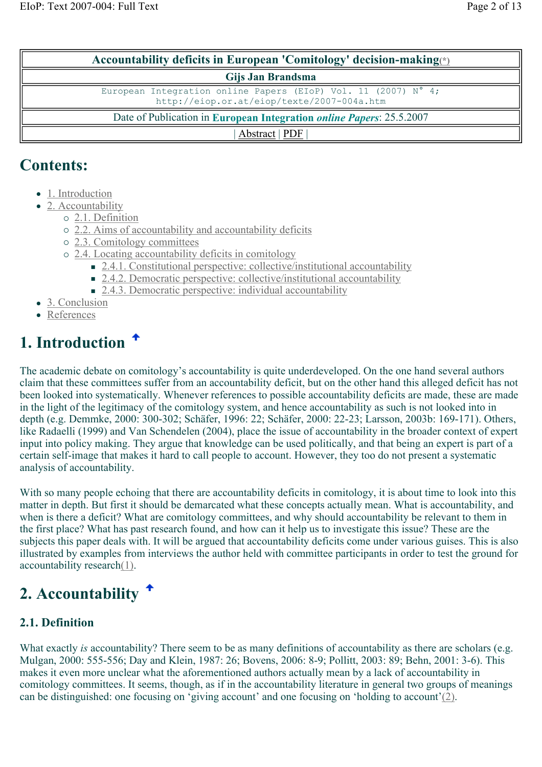| Accountability deficits in European 'Comitology' decision-making(*) |
| --- |
| **Gijs Jan Brandsma** |
| European Integration online Papers (EIoP) Vol. 11 (2007) N° 4; http://eiop.or.at/eiop/texte/2007-004a.htm |
| Date of Publication in **European Integration *online Papers***: 25.5.2007 |
| \| Abstract \| PDF \| |

## Contents:

- 1. Introduction
- 2. Accountability
  - 2.1. Definition
  - 2.2. Aims of accountability and accountability deficits
  - 2.3. Comitology committees
  - 2.4. Locating accountability deficits in comitology
    - 2.4.1. Constitutional perspective: collective/institutional accountability
    - 2.4.2. Democratic perspective: collective/institutional accountability
    - 2.4.3. Democratic perspective: individual accountability
- 3. Conclusion
- References

# 1. Introduction

The academic debate on comitology's accountability is quite underdeveloped. On the one hand several authors claim that these committees suffer from an accountability deficit, but on the other hand this alleged deficit has not been looked into systematically. Whenever references to possible accountability deficits are made, these are made in the light of the legitimacy of the comitology system, and hence accountability as such is not looked into in depth (e.g. Demmke, 2000: 300-302; Schäfer, 1996: 22; Schäfer, 2000: 22-23; Larsson, 2003b: 169-171). Others, like Radaelli (1999) and Van Schendelen (2004), place the issue of accountability in the broader context of expert input into policy making. They argue that knowledge can be used politically, and that being an expert is part of a certain self-image that makes it hard to call people to account. However, they too do not present a systematic analysis of accountability.

With so many people echoing that there are accountability deficits in comitology, it is about time to look into this matter in depth. But first it should be demarcated what these concepts actually mean. What is accountability, and when is there a deficit? What are comitology committees, and why should accountability be relevant to them in the first place? What has past research found, and how can it help us to investigate this issue? These are the subjects this paper deals with. It will be argued that accountability deficits come under various guises. This is also illustrated by examples from interviews the author held with committee participants in order to test the ground for accountability research(1).

# 2. Accountability

### 2.1. Definition

What exactly *is* accountability? There seem to be as many definitions of accountability as there are scholars (e.g. Mulgan, 2000: 555-556; Day and Klein, 1987: 26; Bovens, 2006: 8-9; Pollitt, 2003: 89; Behn, 2001: 3-6). This makes it even more unclear what the aforementioned authors actually mean by a lack of accountability in comitology committees. It seems, though, as if in the accountability literature in general two groups of meanings can be distinguished: one focusing on 'giving account' and one focusing on 'holding to account'(2).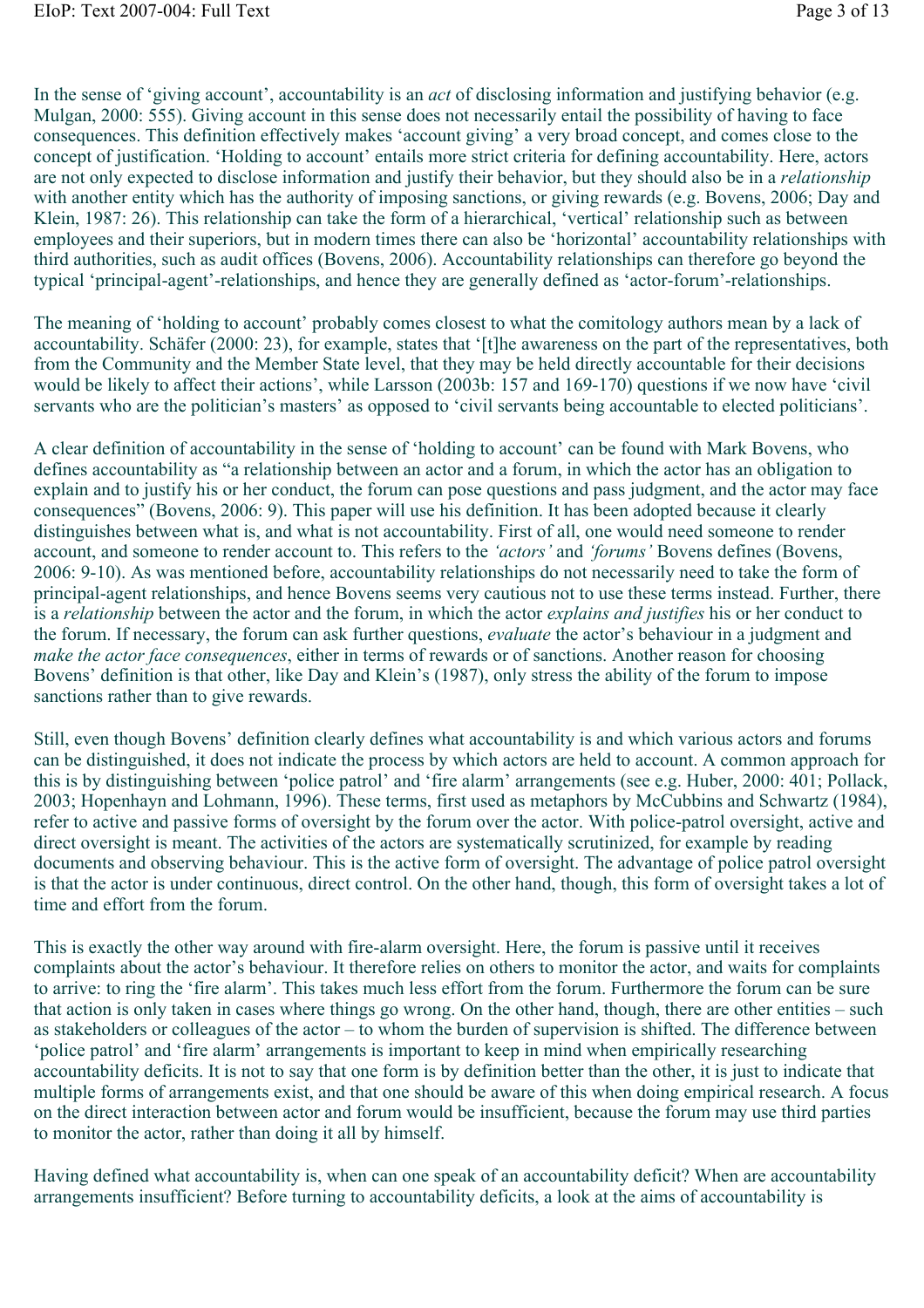In the sense of 'giving account', accountability is an *act* of disclosing information and justifying behavior (e.g. Mulgan, 2000: 555). Giving account in this sense does not necessarily entail the possibility of having to face consequences. This definition effectively makes 'account giving' a very broad concept, and comes close to the concept of justification. 'Holding to account' entails more strict criteria for defining accountability. Here, actors are not only expected to disclose information and justify their behavior, but they should also be in a *relationship* with another entity which has the authority of imposing sanctions, or giving rewards (e.g. Bovens, 2006; Day and Klein, 1987: 26). This relationship can take the form of a hierarchical, 'vertical' relationship such as between employees and their superiors, but in modern times there can also be 'horizontal' accountability relationships with third authorities, such as audit offices (Bovens, 2006). Accountability relationships can therefore go beyond the typical 'principal-agent'-relationships, and hence they are generally defined as 'actor-forum'-relationships.

The meaning of 'holding to account' probably comes closest to what the comitology authors mean by a lack of accountability. Schäfer (2000: 23), for example, states that '[t]he awareness on the part of the representatives, both from the Community and the Member State level, that they may be held directly accountable for their decisions would be likely to affect their actions', while Larsson (2003b: 157 and 169-170) questions if we now have 'civil servants who are the politician's masters' as opposed to 'civil servants being accountable to elected politicians'.

A clear definition of accountability in the sense of 'holding to account' can be found with Mark Bovens, who defines accountability as "a relationship between an actor and a forum, in which the actor has an obligation to explain and to justify his or her conduct, the forum can pose questions and pass judgment, and the actor may face consequences" (Bovens, 2006: 9). This paper will use his definition. It has been adopted because it clearly distinguishes between what is, and what is not accountability. First of all, one would need someone to render account, and someone to render account to. This refers to the *'actors'* and *'forums'* Bovens defines (Bovens, 2006: 9-10). As was mentioned before, accountability relationships do not necessarily need to take the form of principal-agent relationships, and hence Bovens seems very cautious not to use these terms instead. Further, there is a *relationship* between the actor and the forum, in which the actor *explains and justifies* his or her conduct to the forum. If necessary, the forum can ask further questions, *evaluate* the actor's behaviour in a judgment and *make the actor face consequences*, either in terms of rewards or of sanctions. Another reason for choosing Bovens' definition is that other, like Day and Klein's (1987), only stress the ability of the forum to impose sanctions rather than to give rewards.

Still, even though Bovens' definition clearly defines what accountability is and which various actors and forums can be distinguished, it does not indicate the process by which actors are held to account. A common approach for this is by distinguishing between 'police patrol' and 'fire alarm' arrangements (see e.g. Huber, 2000: 401; Pollack, 2003; Hopenhayn and Lohmann, 1996). These terms, first used as metaphors by McCubbins and Schwartz (1984), refer to active and passive forms of oversight by the forum over the actor. With police-patrol oversight, active and direct oversight is meant. The activities of the actors are systematically scrutinized, for example by reading documents and observing behaviour. This is the active form of oversight. The advantage of police patrol oversight is that the actor is under continuous, direct control. On the other hand, though, this form of oversight takes a lot of time and effort from the forum.

This is exactly the other way around with fire-alarm oversight. Here, the forum is passive until it receives complaints about the actor's behaviour. It therefore relies on others to monitor the actor, and waits for complaints to arrive: to ring the 'fire alarm'. This takes much less effort from the forum. Furthermore the forum can be sure that action is only taken in cases where things go wrong. On the other hand, though, there are other entities – such as stakeholders or colleagues of the actor – to whom the burden of supervision is shifted. The difference between 'police patrol' and 'fire alarm' arrangements is important to keep in mind when empirically researching accountability deficits. It is not to say that one form is by definition better than the other, it is just to indicate that multiple forms of arrangements exist, and that one should be aware of this when doing empirical research. A focus on the direct interaction between actor and forum would be insufficient, because the forum may use third parties to monitor the actor, rather than doing it all by himself.

Having defined what accountability is, when can one speak of an accountability deficit? When are accountability arrangements insufficient? Before turning to accountability deficits, a look at the aims of accountability is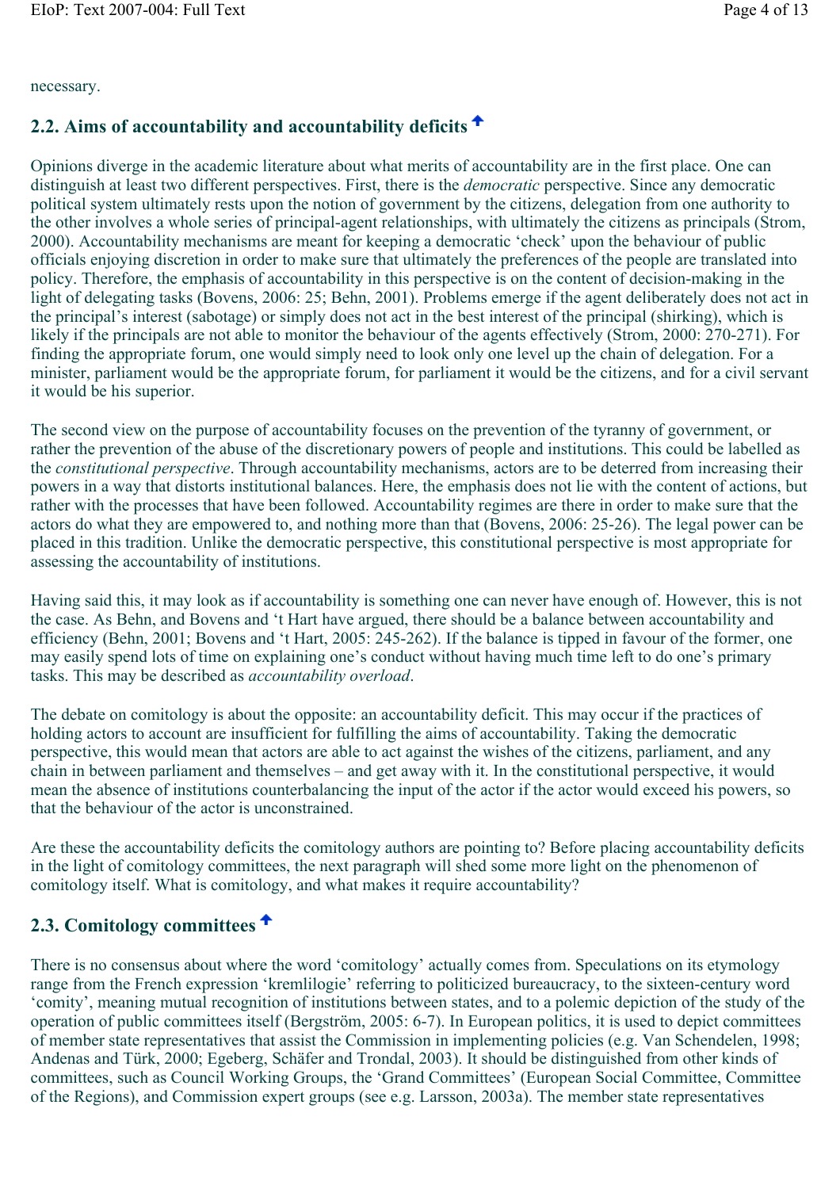necessary.

## 2.2. Aims of accountability and accountability deficits

Opinions diverge in the academic literature about what merits of accountability are in the first place. One can distinguish at least two different perspectives. First, there is the *democratic* perspective. Since any democratic political system ultimately rests upon the notion of government by the citizens, delegation from one authority to the other involves a whole series of principal-agent relationships, with ultimately the citizens as principals (Strom, 2000). Accountability mechanisms are meant for keeping a democratic 'check' upon the behaviour of public officials enjoying discretion in order to make sure that ultimately the preferences of the people are translated into policy. Therefore, the emphasis of accountability in this perspective is on the content of decision-making in the light of delegating tasks (Bovens, 2006: 25; Behn, 2001). Problems emerge if the agent deliberately does not act in the principal's interest (sabotage) or simply does not act in the best interest of the principal (shirking), which is likely if the principals are not able to monitor the behaviour of the agents effectively (Strom, 2000: 270-271). For finding the appropriate forum, one would simply need to look only one level up the chain of delegation. For a minister, parliament would be the appropriate forum, for parliament it would be the citizens, and for a civil servant it would be his superior.

The second view on the purpose of accountability focuses on the prevention of the tyranny of government, or rather the prevention of the abuse of the discretionary powers of people and institutions. This could be labelled as the *constitutional perspective*. Through accountability mechanisms, actors are to be deterred from increasing their powers in a way that distorts institutional balances. Here, the emphasis does not lie with the content of actions, but rather with the processes that have been followed. Accountability regimes are there in order to make sure that the actors do what they are empowered to, and nothing more than that (Bovens, 2006: 25-26). The legal power can be placed in this tradition. Unlike the democratic perspective, this constitutional perspective is most appropriate for assessing the accountability of institutions.

Having said this, it may look as if accountability is something one can never have enough of. However, this is not the case. As Behn, and Bovens and 't Hart have argued, there should be a balance between accountability and efficiency (Behn, 2001; Bovens and 't Hart, 2005: 245-262). If the balance is tipped in favour of the former, one may easily spend lots of time on explaining one's conduct without having much time left to do one's primary tasks. This may be described as *accountability overload*.

The debate on comitology is about the opposite: an accountability deficit. This may occur if the practices of holding actors to account are insufficient for fulfilling the aims of accountability. Taking the democratic perspective, this would mean that actors are able to act against the wishes of the citizens, parliament, and any chain in between parliament and themselves – and get away with it. In the constitutional perspective, it would mean the absence of institutions counterbalancing the input of the actor if the actor would exceed his powers, so that the behaviour of the actor is unconstrained.

Are these the accountability deficits the comitology authors are pointing to? Before placing accountability deficits in the light of comitology committees, the next paragraph will shed some more light on the phenomenon of comitology itself. What is comitology, and what makes it require accountability?

## 2.3. Comitology committees

There is no consensus about where the word 'comitology' actually comes from. Speculations on its etymology range from the French expression 'kremlilogie' referring to politicized bureaucracy, to the sixteen-century word 'comity', meaning mutual recognition of institutions between states, and to a polemic depiction of the study of the operation of public committees itself (Bergström, 2005: 6-7). In European politics, it is used to depict committees of member state representatives that assist the Commission in implementing policies (e.g. Van Schendelen, 1998; Andenas and Türk, 2000; Egeberg, Schäfer and Trondal, 2003). It should be distinguished from other kinds of committees, such as Council Working Groups, the 'Grand Committees' (European Social Committee, Committee of the Regions), and Commission expert groups (see e.g. Larsson, 2003a). The member state representatives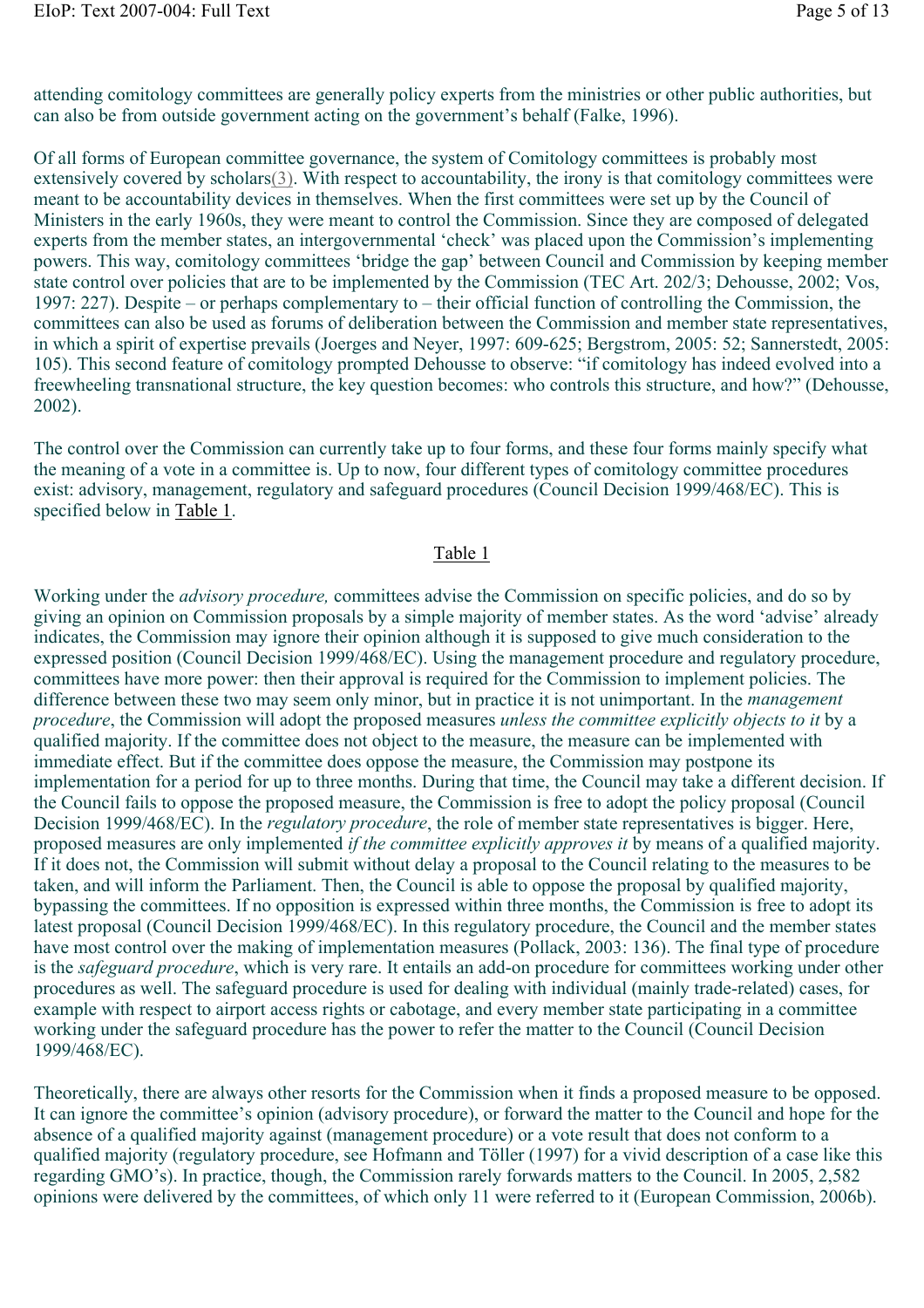attending comitology committees are generally policy experts from the ministries or other public authorities, but can also be from outside government acting on the government's behalf (Falke, 1996).

Of all forms of European committee governance, the system of Comitology committees is probably most extensively covered by scholars(3). With respect to accountability, the irony is that comitology committees were meant to be accountability devices in themselves. When the first committees were set up by the Council of Ministers in the early 1960s, they were meant to control the Commission. Since they are composed of delegated experts from the member states, an intergovernmental 'check' was placed upon the Commission's implementing powers. This way, comitology committees 'bridge the gap' between Council and Commission by keeping member state control over policies that are to be implemented by the Commission (TEC Art. 202/3; Dehousse, 2002; Vos, 1997: 227). Despite – or perhaps complementary to – their official function of controlling the Commission, the committees can also be used as forums of deliberation between the Commission and member state representatives, in which a spirit of expertise prevails (Joerges and Neyer, 1997: 609-625; Bergstrom, 2005: 52; Sannerstedt, 2005: 105). This second feature of comitology prompted Dehousse to observe: "if comitology has indeed evolved into a freewheeling transnational structure, the key question becomes: who controls this structure, and how?" (Dehousse, 2002).

The control over the Commission can currently take up to four forms, and these four forms mainly specify what the meaning of a vote in a committee is. Up to now, four different types of comitology committee procedures exist: advisory, management, regulatory and safeguard procedures (Council Decision 1999/468/EC). This is specified below in Table 1.

Table 1

Working under the *advisory procedure,* committees advise the Commission on specific policies, and do so by giving an opinion on Commission proposals by a simple majority of member states. As the word 'advise' already indicates, the Commission may ignore their opinion although it is supposed to give much consideration to the expressed position (Council Decision 1999/468/EC). Using the management procedure and regulatory procedure, committees have more power: then their approval is required for the Commission to implement policies. The difference between these two may seem only minor, but in practice it is not unimportant. In the *management procedure*, the Commission will adopt the proposed measures *unless the committee explicitly objects to it* by a qualified majority. If the committee does not object to the measure, the measure can be implemented with immediate effect. But if the committee does oppose the measure, the Commission may postpone its implementation for a period for up to three months. During that time, the Council may take a different decision. If the Council fails to oppose the proposed measure, the Commission is free to adopt the policy proposal (Council Decision 1999/468/EC). In the *regulatory procedure*, the role of member state representatives is bigger. Here, proposed measures are only implemented *if the committee explicitly approves it* by means of a qualified majority. If it does not, the Commission will submit without delay a proposal to the Council relating to the measures to be taken, and will inform the Parliament. Then, the Council is able to oppose the proposal by qualified majority, bypassing the committees. If no opposition is expressed within three months, the Commission is free to adopt its latest proposal (Council Decision 1999/468/EC). In this regulatory procedure, the Council and the member states have most control over the making of implementation measures (Pollack, 2003: 136). The final type of procedure is the *safeguard procedure*, which is very rare. It entails an add-on procedure for committees working under other procedures as well. The safeguard procedure is used for dealing with individual (mainly trade-related) cases, for example with respect to airport access rights or cabotage, and every member state participating in a committee working under the safeguard procedure has the power to refer the matter to the Council (Council Decision 1999/468/EC).

Theoretically, there are always other resorts for the Commission when it finds a proposed measure to be opposed. It can ignore the committee's opinion (advisory procedure), or forward the matter to the Council and hope for the absence of a qualified majority against (management procedure) or a vote result that does not conform to a qualified majority (regulatory procedure, see Hofmann and Töller (1997) for a vivid description of a case like this regarding GMO's). In practice, though, the Commission rarely forwards matters to the Council. In 2005, 2,582 opinions were delivered by the committees, of which only 11 were referred to it (European Commission, 2006b).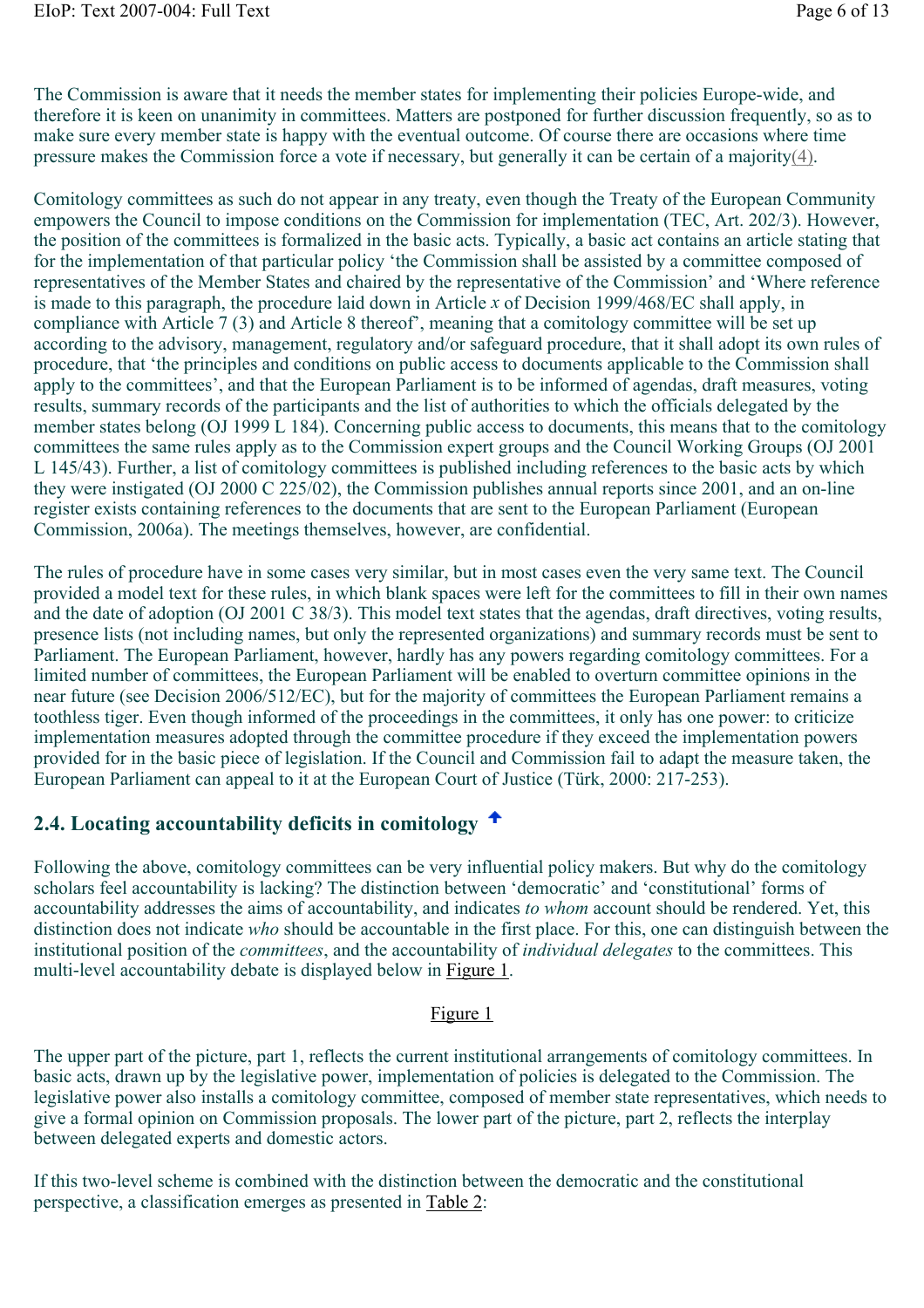The Commission is aware that it needs the member states for implementing their policies Europe-wide, and therefore it is keen on unanimity in committees. Matters are postponed for further discussion frequently, so as to make sure every member state is happy with the eventual outcome. Of course there are occasions where time pressure makes the Commission force a vote if necessary, but generally it can be certain of a majority(4).

Comitology committees as such do not appear in any treaty, even though the Treaty of the European Community empowers the Council to impose conditions on the Commission for implementation (TEC, Art. 202/3). However, the position of the committees is formalized in the basic acts. Typically, a basic act contains an article stating that for the implementation of that particular policy 'the Commission shall be assisted by a committee composed of representatives of the Member States and chaired by the representative of the Commission' and 'Where reference is made to this paragraph, the procedure laid down in Article *x* of Decision 1999/468/EC shall apply, in compliance with Article 7 (3) and Article 8 thereof', meaning that a comitology committee will be set up according to the advisory, management, regulatory and/or safeguard procedure, that it shall adopt its own rules of procedure, that 'the principles and conditions on public access to documents applicable to the Commission shall apply to the committees', and that the European Parliament is to be informed of agendas, draft measures, voting results, summary records of the participants and the list of authorities to which the officials delegated by the member states belong (OJ 1999 L 184). Concerning public access to documents, this means that to the comitology committees the same rules apply as to the Commission expert groups and the Council Working Groups (OJ 2001 L 145/43). Further, a list of comitology committees is published including references to the basic acts by which they were instigated (OJ 2000 C 225/02), the Commission publishes annual reports since 2001, and an on-line register exists containing references to the documents that are sent to the European Parliament (European Commission, 2006a). The meetings themselves, however, are confidential.

The rules of procedure have in some cases very similar, but in most cases even the very same text. The Council provided a model text for these rules, in which blank spaces were left for the committees to fill in their own names and the date of adoption (OJ 2001 C 38/3). This model text states that the agendas, draft directives, voting results, presence lists (not including names, but only the represented organizations) and summary records must be sent to Parliament. The European Parliament, however, hardly has any powers regarding comitology committees. For a limited number of committees, the European Parliament will be enabled to overturn committee opinions in the near future (see Decision 2006/512/EC), but for the majority of committees the European Parliament remains a toothless tiger. Even though informed of the proceedings in the committees, it only has one power: to criticize implementation measures adopted through the committee procedure if they exceed the implementation powers provided for in the basic piece of legislation. If the Council and Commission fail to adapt the measure taken, the European Parliament can appeal to it at the European Court of Justice (Türk, 2000: 217-253).

### 2.4. Locating accountability deficits in comitology

Following the above, comitology committees can be very influential policy makers. But why do the comitology scholars feel accountability is lacking? The distinction between 'democratic' and 'constitutional' forms of accountability addresses the aims of accountability, and indicates *to whom* account should be rendered. Yet, this distinction does not indicate *who* should be accountable in the first place. For this, one can distinguish between the institutional position of the *committees*, and the accountability of *individual delegates* to the committees. This multi-level accountability debate is displayed below in Figure 1.

Figure 1

The upper part of the picture, part 1, reflects the current institutional arrangements of comitology committees. In basic acts, drawn up by the legislative power, implementation of policies is delegated to the Commission. The legislative power also installs a comitology committee, composed of member state representatives, which needs to give a formal opinion on Commission proposals. The lower part of the picture, part 2, reflects the interplay between delegated experts and domestic actors.

If this two-level scheme is combined with the distinction between the democratic and the constitutional perspective, a classification emerges as presented in Table 2: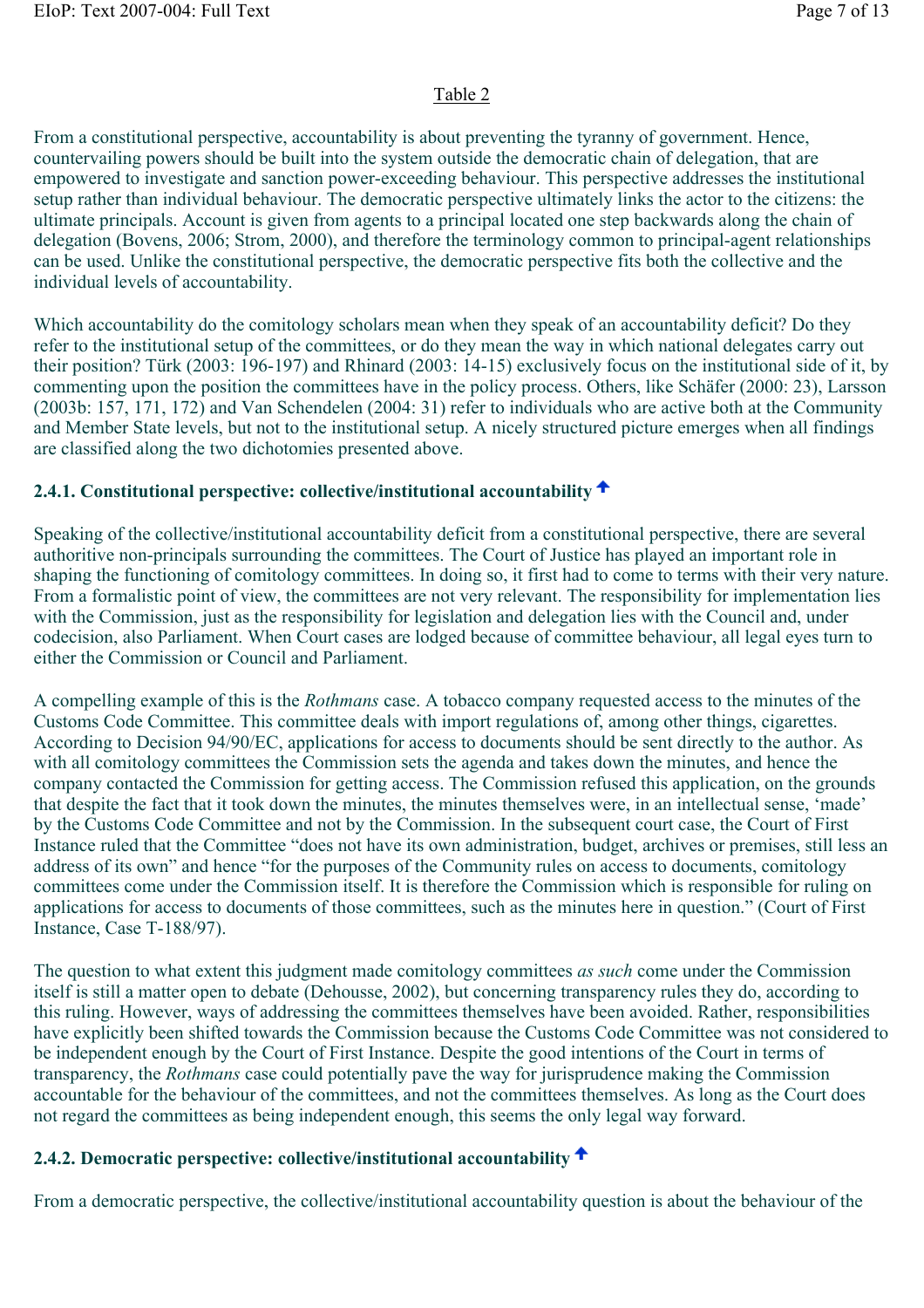Table 2

From a constitutional perspective, accountability is about preventing the tyranny of government. Hence, countervailing powers should be built into the system outside the democratic chain of delegation, that are empowered to investigate and sanction power-exceeding behaviour. This perspective addresses the institutional setup rather than individual behaviour. The democratic perspective ultimately links the actor to the citizens: the ultimate principals. Account is given from agents to a principal located one step backwards along the chain of delegation (Bovens, 2006; Strom, 2000), and therefore the terminology common to principal-agent relationships can be used. Unlike the constitutional perspective, the democratic perspective fits both the collective and the individual levels of accountability.

Which accountability do the comitology scholars mean when they speak of an accountability deficit? Do they refer to the institutional setup of the committees, or do they mean the way in which national delegates carry out their position? Türk (2003: 196-197) and Rhinard (2003: 14-15) exclusively focus on the institutional side of it, by commenting upon the position the committees have in the policy process. Others, like Schäfer (2000: 23), Larsson (2003b: 157, 171, 172) and Van Schendelen (2004: 31) refer to individuals who are active both at the Community and Member State levels, but not to the institutional setup. A nicely structured picture emerges when all findings are classified along the two dichotomies presented above.

### 2.4.1. Constitutional perspective: collective/institutional accountability

Speaking of the collective/institutional accountability deficit from a constitutional perspective, there are several authoritive non-principals surrounding the committees. The Court of Justice has played an important role in shaping the functioning of comitology committees. In doing so, it first had to come to terms with their very nature. From a formalistic point of view, the committees are not very relevant. The responsibility for implementation lies with the Commission, just as the responsibility for legislation and delegation lies with the Council and, under codecision, also Parliament. When Court cases are lodged because of committee behaviour, all legal eyes turn to either the Commission or Council and Parliament.

A compelling example of this is the *Rothmans* case. A tobacco company requested access to the minutes of the Customs Code Committee. This committee deals with import regulations of, among other things, cigarettes. According to Decision 94/90/EC, applications for access to documents should be sent directly to the author. As with all comitology committees the Commission sets the agenda and takes down the minutes, and hence the company contacted the Commission for getting access. The Commission refused this application, on the grounds that despite the fact that it took down the minutes, the minutes themselves were, in an intellectual sense, 'made' by the Customs Code Committee and not by the Commission. In the subsequent court case, the Court of First Instance ruled that the Committee "does not have its own administration, budget, archives or premises, still less an address of its own" and hence "for the purposes of the Community rules on access to documents, comitology committees come under the Commission itself. It is therefore the Commission which is responsible for ruling on applications for access to documents of those committees, such as the minutes here in question." (Court of First Instance, Case T-188/97).

The question to what extent this judgment made comitology committees *as such* come under the Commission itself is still a matter open to debate (Dehousse, 2002), but concerning transparency rules they do, according to this ruling. However, ways of addressing the committees themselves have been avoided. Rather, responsibilities have explicitly been shifted towards the Commission because the Customs Code Committee was not considered to be independent enough by the Court of First Instance. Despite the good intentions of the Court in terms of transparency, the *Rothmans* case could potentially pave the way for jurisprudence making the Commission accountable for the behaviour of the committees, and not the committees themselves. As long as the Court does not regard the committees as being independent enough, this seems the only legal way forward.

### 2.4.2. Democratic perspective: collective/institutional accountability

From a democratic perspective, the collective/institutional accountability question is about the behaviour of the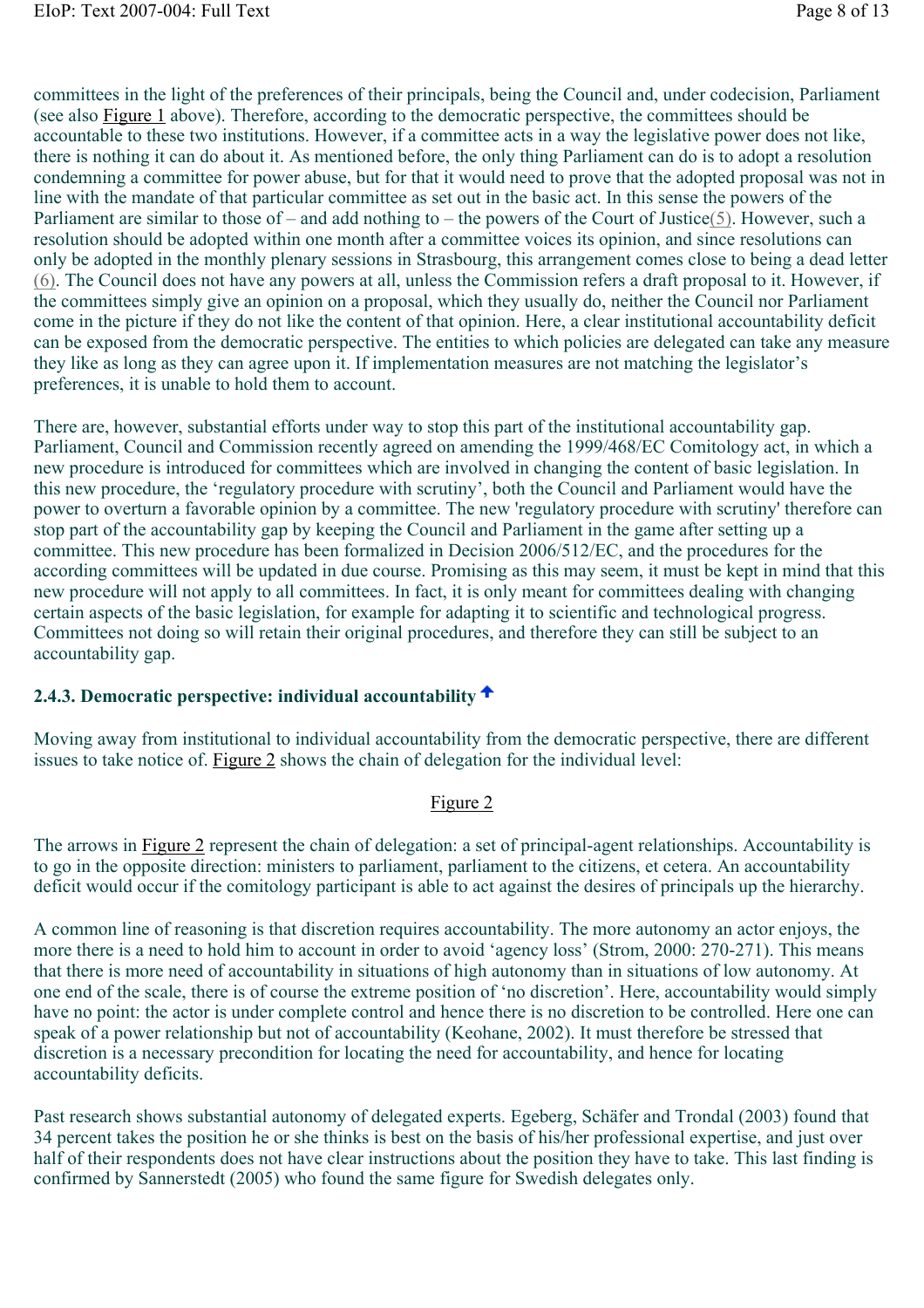committees in the light of the preferences of their principals, being the Council and, under codecision, Parliament (see also Figure 1 above). Therefore, according to the democratic perspective, the committees should be accountable to these two institutions. However, if a committee acts in a way the legislative power does not like, there is nothing it can do about it. As mentioned before, the only thing Parliament can do is to adopt a resolution condemning a committee for power abuse, but for that it would need to prove that the adopted proposal was not in line with the mandate of that particular committee as set out in the basic act. In this sense the powers of the Parliament are similar to those of – and add nothing to – the powers of the Court of Justice(5). However, such a resolution should be adopted within one month after a committee voices its opinion, and since resolutions can only be adopted in the monthly plenary sessions in Strasbourg, this arrangement comes close to being a dead letter (6). The Council does not have any powers at all, unless the Commission refers a draft proposal to it. However, if the committees simply give an opinion on a proposal, which they usually do, neither the Council nor Parliament come in the picture if they do not like the content of that opinion. Here, a clear institutional accountability deficit can be exposed from the democratic perspective. The entities to which policies are delegated can take any measure they like as long as they can agree upon it. If implementation measures are not matching the legislator's preferences, it is unable to hold them to account.

There are, however, substantial efforts under way to stop this part of the institutional accountability gap. Parliament, Council and Commission recently agreed on amending the 1999/468/EC Comitology act, in which a new procedure is introduced for committees which are involved in changing the content of basic legislation. In this new procedure, the 'regulatory procedure with scrutiny', both the Council and Parliament would have the power to overturn a favorable opinion by a committee. The new 'regulatory procedure with scrutiny' therefore can stop part of the accountability gap by keeping the Council and Parliament in the game after setting up a committee. This new procedure has been formalized in Decision 2006/512/EC, and the procedures for the according committees will be updated in due course. Promising as this may seem, it must be kept in mind that this new procedure will not apply to all committees. In fact, it is only meant for committees dealing with changing certain aspects of the basic legislation, for example for adapting it to scientific and technological progress. Committees not doing so will retain their original procedures, and therefore they can still be subject to an accountability gap.

### 2.4.3. Democratic perspective: individual accountability

Moving away from institutional to individual accountability from the democratic perspective, there are different issues to take notice of. Figure 2 shows the chain of delegation for the individual level:

Figure 2

The arrows in Figure 2 represent the chain of delegation: a set of principal-agent relationships. Accountability is to go in the opposite direction: ministers to parliament, parliament to the citizens, et cetera. An accountability deficit would occur if the comitology participant is able to act against the desires of principals up the hierarchy.

A common line of reasoning is that discretion requires accountability. The more autonomy an actor enjoys, the more there is a need to hold him to account in order to avoid 'agency loss' (Strom, 2000: 270-271). This means that there is more need of accountability in situations of high autonomy than in situations of low autonomy. At one end of the scale, there is of course the extreme position of 'no discretion'. Here, accountability would simply have no point: the actor is under complete control and hence there is no discretion to be controlled. Here one can speak of a power relationship but not of accountability (Keohane, 2002). It must therefore be stressed that discretion is a necessary precondition for locating the need for accountability, and hence for locating accountability deficits.

Past research shows substantial autonomy of delegated experts. Egeberg, Schäfer and Trondal (2003) found that 34 percent takes the position he or she thinks is best on the basis of his/her professional expertise, and just over half of their respondents does not have clear instructions about the position they have to take. This last finding is confirmed by Sannerstedt (2005) who found the same figure for Swedish delegates only.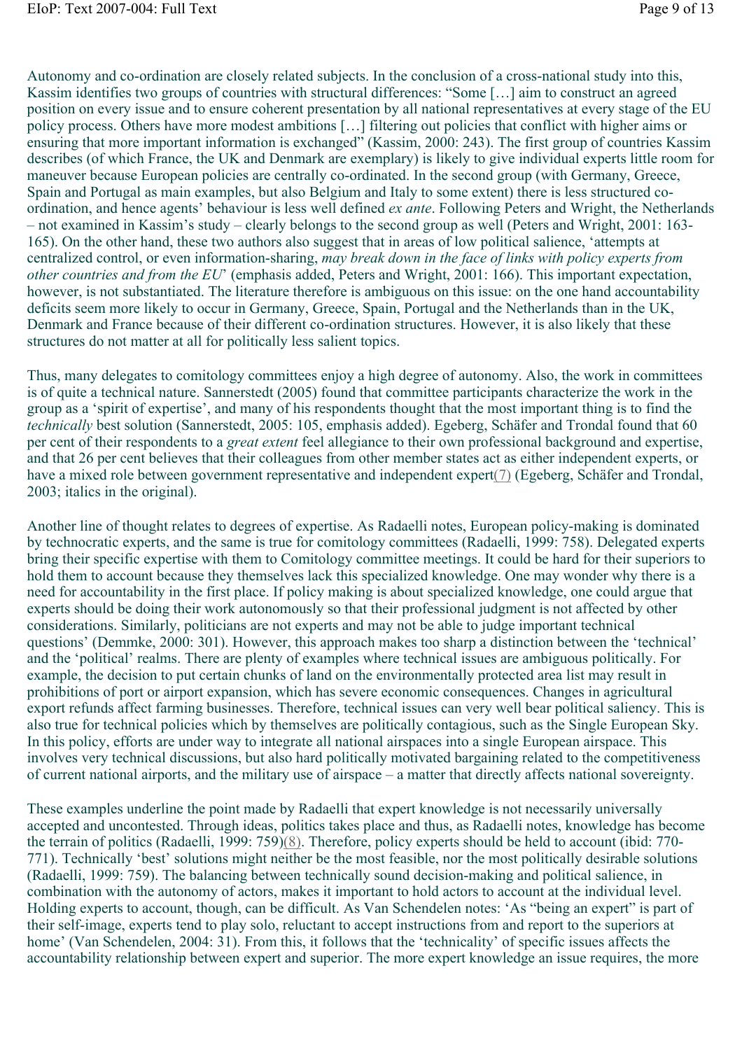Autonomy and co-ordination are closely related subjects. In the conclusion of a cross-national study into this, Kassim identifies two groups of countries with structural differences: "Some […] aim to construct an agreed position on every issue and to ensure coherent presentation by all national representatives at every stage of the EU policy process. Others have more modest ambitions […] filtering out policies that conflict with higher aims or ensuring that more important information is exchanged" (Kassim, 2000: 243). The first group of countries Kassim describes (of which France, the UK and Denmark are exemplary) is likely to give individual experts little room for maneuver because European policies are centrally co-ordinated. In the second group (with Germany, Greece, Spain and Portugal as main examples, but also Belgium and Italy to some extent) there is less structured co-ordination, and hence agents' behaviour is less well defined *ex ante*. Following Peters and Wright, the Netherlands – not examined in Kassim's study – clearly belongs to the second group as well (Peters and Wright, 2001: 163-165). On the other hand, these two authors also suggest that in areas of low political salience, 'attempts at centralized control, or even information-sharing, *may break down in the face of links with policy experts from other countries and from the EU*' (emphasis added, Peters and Wright, 2001: 166). This important expectation, however, is not substantiated. The literature therefore is ambiguous on this issue: on the one hand accountability deficits seem more likely to occur in Germany, Greece, Spain, Portugal and the Netherlands than in the UK, Denmark and France because of their different co-ordination structures. However, it is also likely that these structures do not matter at all for politically less salient topics.

Thus, many delegates to comitology committees enjoy a high degree of autonomy. Also, the work in committees is of quite a technical nature. Sannerstedt (2005) found that committee participants characterize the work in the group as a 'spirit of expertise', and many of his respondents thought that the most important thing is to find the *technically* best solution (Sannerstedt, 2005: 105, emphasis added). Egeberg, Schäfer and Trondal found that 60 per cent of their respondents to a *great extent* feel allegiance to their own professional background and expertise, and that 26 per cent believes that their colleagues from other member states act as either independent experts, or have a mixed role between government representative and independent expert(7) (Egeberg, Schäfer and Trondal, 2003; italics in the original).

Another line of thought relates to degrees of expertise. As Radaelli notes, European policy-making is dominated by technocratic experts, and the same is true for comitology committees (Radaelli, 1999: 758). Delegated experts bring their specific expertise with them to Comitology committee meetings. It could be hard for their superiors to hold them to account because they themselves lack this specialized knowledge. One may wonder why there is a need for accountability in the first place. If policy making is about specialized knowledge, one could argue that experts should be doing their work autonomously so that their professional judgment is not affected by other considerations. Similarly, politicians are not experts and may not be able to judge important technical questions' (Demmke, 2000: 301). However, this approach makes too sharp a distinction between the 'technical' and the 'political' realms. There are plenty of examples where technical issues are ambiguous politically. For example, the decision to put certain chunks of land on the environmentally protected area list may result in prohibitions of port or airport expansion, which has severe economic consequences. Changes in agricultural export refunds affect farming businesses. Therefore, technical issues can very well bear political saliency. This is also true for technical policies which by themselves are politically contagious, such as the Single European Sky. In this policy, efforts are under way to integrate all national airspaces into a single European airspace. This involves very technical discussions, but also hard politically motivated bargaining related to the competitiveness of current national airports, and the military use of airspace – a matter that directly affects national sovereignty.

These examples underline the point made by Radaelli that expert knowledge is not necessarily universally accepted and uncontested. Through ideas, politics takes place and thus, as Radaelli notes, knowledge has become the terrain of politics (Radaelli, 1999: 759)(8). Therefore, policy experts should be held to account (ibid: 770-771). Technically 'best' solutions might neither be the most feasible, nor the most politically desirable solutions (Radaelli, 1999: 759). The balancing between technically sound decision-making and political salience, in combination with the autonomy of actors, makes it important to hold actors to account at the individual level. Holding experts to account, though, can be difficult. As Van Schendelen notes: 'As "being an expert" is part of their self-image, experts tend to play solo, reluctant to accept instructions from and report to the superiors at home' (Van Schendelen, 2004: 31). From this, it follows that the 'technicality' of specific issues affects the accountability relationship between expert and superior. The more expert knowledge an issue requires, the more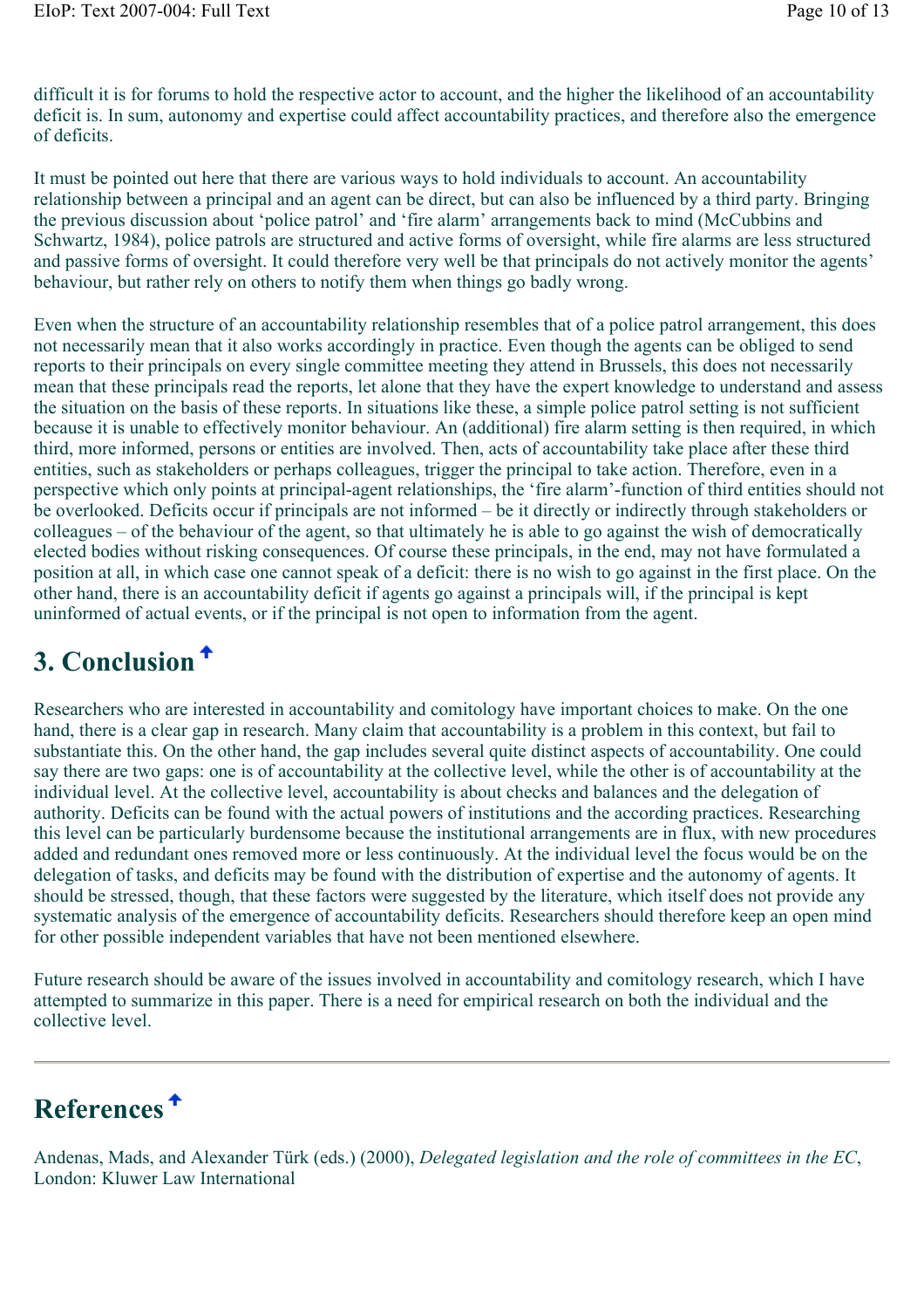difficult it is for forums to hold the respective actor to account, and the higher the likelihood of an accountability deficit is. In sum, autonomy and expertise could affect accountability practices, and therefore also the emergence of deficits.

It must be pointed out here that there are various ways to hold individuals to account. An accountability relationship between a principal and an agent can be direct, but can also be influenced by a third party. Bringing the previous discussion about 'police patrol' and 'fire alarm' arrangements back to mind (McCubbins and Schwartz, 1984), police patrols are structured and active forms of oversight, while fire alarms are less structured and passive forms of oversight. It could therefore very well be that principals do not actively monitor the agents' behaviour, but rather rely on others to notify them when things go badly wrong.

Even when the structure of an accountability relationship resembles that of a police patrol arrangement, this does not necessarily mean that it also works accordingly in practice. Even though the agents can be obliged to send reports to their principals on every single committee meeting they attend in Brussels, this does not necessarily mean that these principals read the reports, let alone that they have the expert knowledge to understand and assess the situation on the basis of these reports. In situations like these, a simple police patrol setting is not sufficient because it is unable to effectively monitor behaviour. An (additional) fire alarm setting is then required, in which third, more informed, persons or entities are involved. Then, acts of accountability take place after these third entities, such as stakeholders or perhaps colleagues, trigger the principal to take action. Therefore, even in a perspective which only points at principal-agent relationships, the 'fire alarm'-function of third entities should not be overlooked. Deficits occur if principals are not informed – be it directly or indirectly through stakeholders or colleagues – of the behaviour of the agent, so that ultimately he is able to go against the wish of democratically elected bodies without risking consequences. Of course these principals, in the end, may not have formulated a position at all, in which case one cannot speak of a deficit: there is no wish to go against in the first place. On the other hand, there is an accountability deficit if agents go against a principals will, if the principal is kept uninformed of actual events, or if the principal is not open to information from the agent.

## 3. Conclusion

Researchers who are interested in accountability and comitology have important choices to make. On the one hand, there is a clear gap in research. Many claim that accountability is a problem in this context, but fail to substantiate this. On the other hand, the gap includes several quite distinct aspects of accountability. One could say there are two gaps: one is of accountability at the collective level, while the other is of accountability at the individual level. At the collective level, accountability is about checks and balances and the delegation of authority. Deficits can be found with the actual powers of institutions and the according practices. Researching this level can be particularly burdensome because the institutional arrangements are in flux, with new procedures added and redundant ones removed more or less continuously. At the individual level the focus would be on the delegation of tasks, and deficits may be found with the distribution of expertise and the autonomy of agents. It should be stressed, though, that these factors were suggested by the literature, which itself does not provide any systematic analysis of the emergence of accountability deficits. Researchers should therefore keep an open mind for other possible independent variables that have not been mentioned elsewhere.

Future research should be aware of the issues involved in accountability and comitology research, which I have attempted to summarize in this paper. There is a need for empirical research on both the individual and the collective level.

---

## References

Andenas, Mads, and Alexander Türk (eds.) (2000), *Delegated legislation and the role of committees in the EC*, London: Kluwer Law International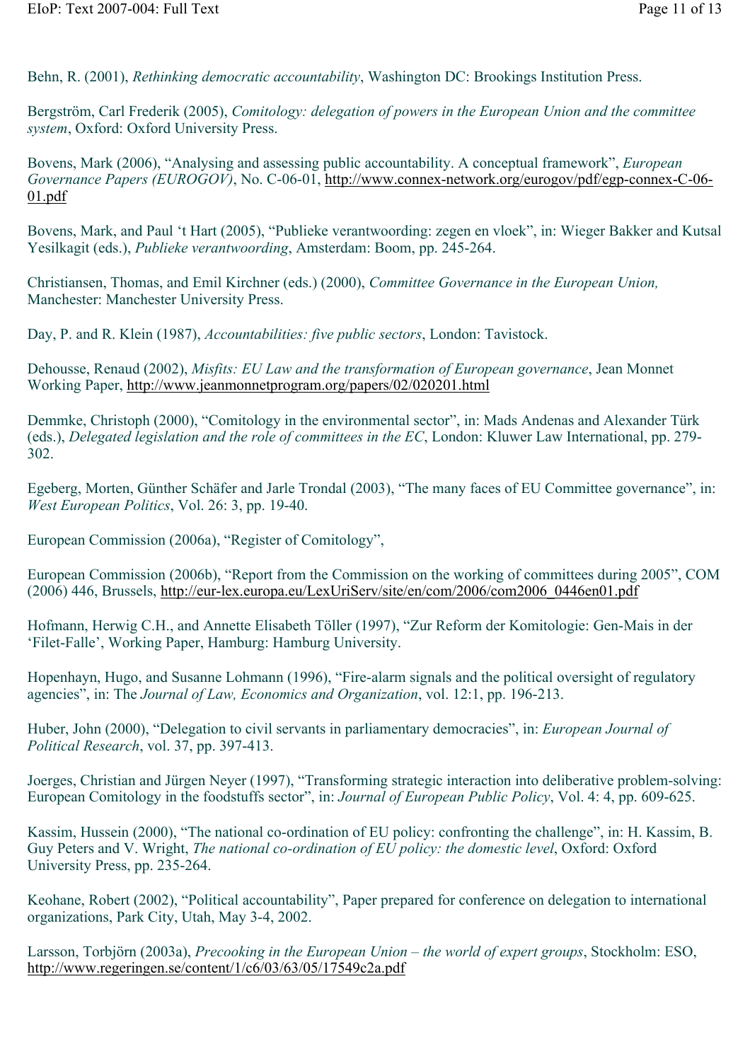Behn, R. (2001), *Rethinking democratic accountability*, Washington DC: Brookings Institution Press.

Bergström, Carl Frederik (2005), *Comitology: delegation of powers in the European Union and the committee system*, Oxford: Oxford University Press.

Bovens, Mark (2006), "Analysing and assessing public accountability. A conceptual framework", *European Governance Papers (EUROGOV)*, No. C-06-01, http://www.connex-network.org/eurogov/pdf/egp-connex-C-06-01.pdf

Bovens, Mark, and Paul 't Hart (2005), "Publieke verantwoording: zegen en vloek", in: Wieger Bakker and Kutsal Yesilkagit (eds.), *Publieke verantwoording*, Amsterdam: Boom, pp. 245-264.

Christiansen, Thomas, and Emil Kirchner (eds.) (2000), *Committee Governance in the European Union,* Manchester: Manchester University Press.

Day, P. and R. Klein (1987), *Accountabilities: five public sectors*, London: Tavistock.

Dehousse, Renaud (2002), *Misfits: EU Law and the transformation of European governance*, Jean Monnet Working Paper, http://www.jeanmonnetprogram.org/papers/02/020201.html

Demmke, Christoph (2000), "Comitology in the environmental sector", in: Mads Andenas and Alexander Türk (eds.), *Delegated legislation and the role of committees in the EC*, London: Kluwer Law International, pp. 279-302.

Egeberg, Morten, Günther Schäfer and Jarle Trondal (2003), "The many faces of EU Committee governance", in: *West European Politics*, Vol. 26: 3, pp. 19-40.

European Commission (2006a), "Register of Comitology",

European Commission (2006b), "Report from the Commission on the working of committees during 2005", COM (2006) 446, Brussels, http://eur-lex.europa.eu/LexUriServ/site/en/com/2006/com2006_0446en01.pdf

Hofmann, Herwig C.H., and Annette Elisabeth Töller (1997), "Zur Reform der Komitologie: Gen-Mais in der 'Filet-Falle', Working Paper, Hamburg: Hamburg University.

Hopenhayn, Hugo, and Susanne Lohmann (1996), "Fire-alarm signals and the political oversight of regulatory agencies", in: The *Journal of Law, Economics and Organization*, vol. 12:1, pp. 196-213.

Huber, John (2000), "Delegation to civil servants in parliamentary democracies", in: *European Journal of Political Research*, vol. 37, pp. 397-413.

Joerges, Christian and Jürgen Neyer (1997), "Transforming strategic interaction into deliberative problem-solving: European Comitology in the foodstuffs sector", in: *Journal of European Public Policy*, Vol. 4: 4, pp. 609-625.

Kassim, Hussein (2000), "The national co-ordination of EU policy: confronting the challenge", in: H. Kassim, B. Guy Peters and V. Wright, *The national co-ordination of EU policy: the domestic level*, Oxford: Oxford University Press, pp. 235-264.

Keohane, Robert (2002), "Political accountability", Paper prepared for conference on delegation to international organizations, Park City, Utah, May 3-4, 2002.

Larsson, Torbjörn (2003a), *Precooking in the European Union – the world of expert groups*, Stockholm: ESO, http://www.regeringen.se/content/1/c6/03/63/05/17549c2a.pdf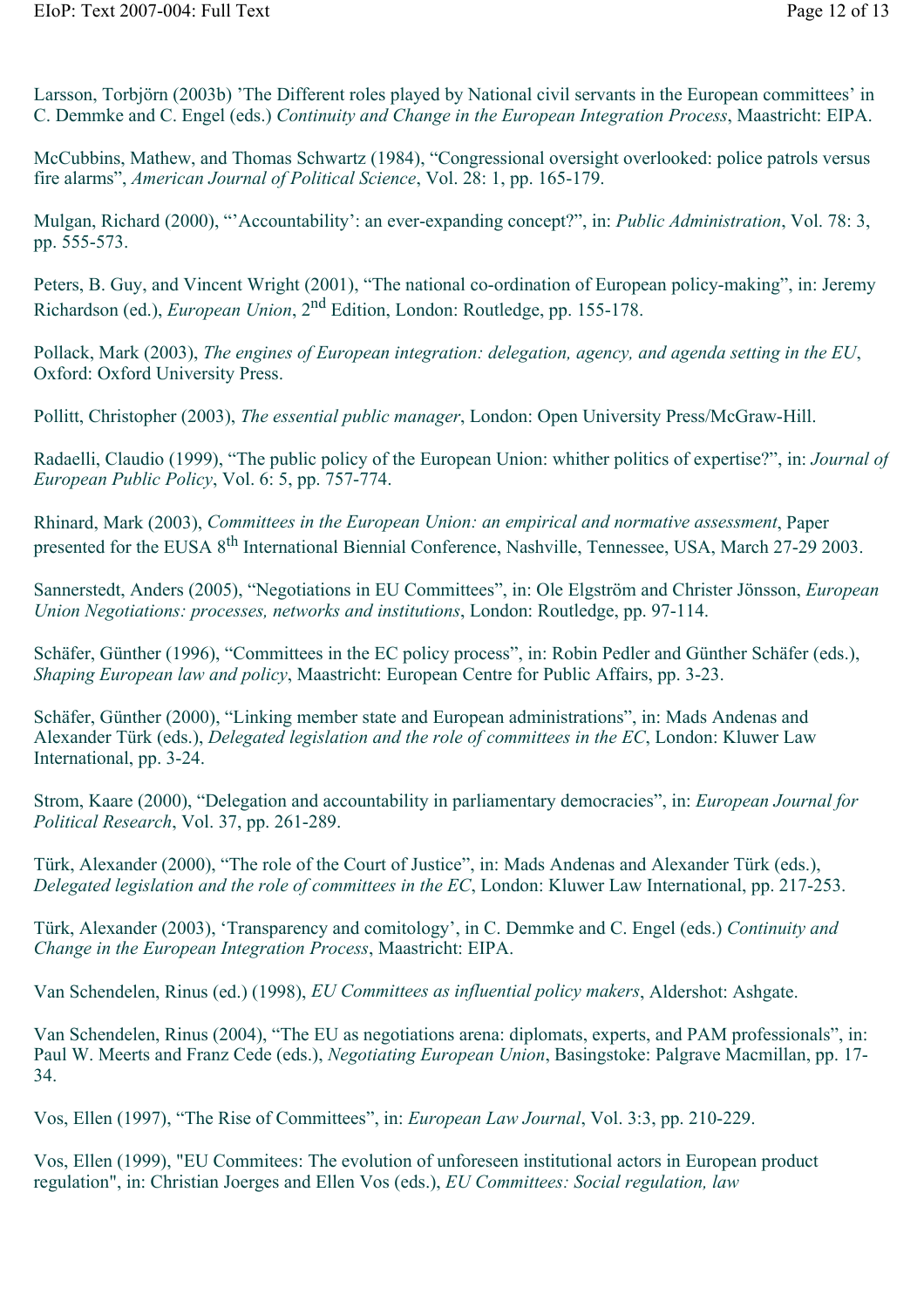Larsson, Torbjörn (2003b) 'The Different roles played by National civil servants in the European committees' in C. Demmke and C. Engel (eds.) *Continuity and Change in the European Integration Process*, Maastricht: EIPA.

McCubbins, Mathew, and Thomas Schwartz (1984), "Congressional oversight overlooked: police patrols versus fire alarms", *American Journal of Political Science*, Vol. 28: 1, pp. 165-179.

Mulgan, Richard (2000), "'Accountability': an ever-expanding concept?", in: *Public Administration*, Vol. 78: 3, pp. 555-573.

Peters, B. Guy, and Vincent Wright (2001), "The national co-ordination of European policy-making", in: Jeremy Richardson (ed.), *European Union*, 2nd Edition, London: Routledge, pp. 155-178.

Pollack, Mark (2003), *The engines of European integration: delegation, agency, and agenda setting in the EU*, Oxford: Oxford University Press.

Pollitt, Christopher (2003), *The essential public manager*, London: Open University Press/McGraw-Hill.

Radaelli, Claudio (1999), "The public policy of the European Union: whither politics of expertise?", in: *Journal of European Public Policy*, Vol. 6: 5, pp. 757-774.

Rhinard, Mark (2003), *Committees in the European Union: an empirical and normative assessment*, Paper presented for the EUSA 8th International Biennial Conference, Nashville, Tennessee, USA, March 27-29 2003.

Sannerstedt, Anders (2005), "Negotiations in EU Committees", in: Ole Elgström and Christer Jönsson, *European Union Negotiations: processes, networks and institutions*, London: Routledge, pp. 97-114.

Schäfer, Günther (1996), "Committees in the EC policy process", in: Robin Pedler and Günther Schäfer (eds.), *Shaping European law and policy*, Maastricht: European Centre for Public Affairs, pp. 3-23.

Schäfer, Günther (2000), "Linking member state and European administrations", in: Mads Andenas and Alexander Türk (eds.), *Delegated legislation and the role of committees in the EC*, London: Kluwer Law International, pp. 3-24.

Strom, Kaare (2000), "Delegation and accountability in parliamentary democracies", in: *European Journal for Political Research*, Vol. 37, pp. 261-289.

Türk, Alexander (2000), "The role of the Court of Justice", in: Mads Andenas and Alexander Türk (eds.), *Delegated legislation and the role of committees in the EC*, London: Kluwer Law International, pp. 217-253.

Türk, Alexander (2003), 'Transparency and comitology', in C. Demmke and C. Engel (eds.) *Continuity and Change in the European Integration Process*, Maastricht: EIPA.

Van Schendelen, Rinus (ed.) (1998), *EU Committees as influential policy makers*, Aldershot: Ashgate.

Van Schendelen, Rinus (2004), "The EU as negotiations arena: diplomats, experts, and PAM professionals", in: Paul W. Meerts and Franz Cede (eds.), *Negotiating European Union*, Basingstoke: Palgrave Macmillan, pp. 17-34.

Vos, Ellen (1997), "The Rise of Committees", in: *European Law Journal*, Vol. 3:3, pp. 210-229.

Vos, Ellen (1999), "EU Commitees: The evolution of unforeseen institutional actors in European product regulation", in: Christian Joerges and Ellen Vos (eds.), *EU Committees: Social regulation, law*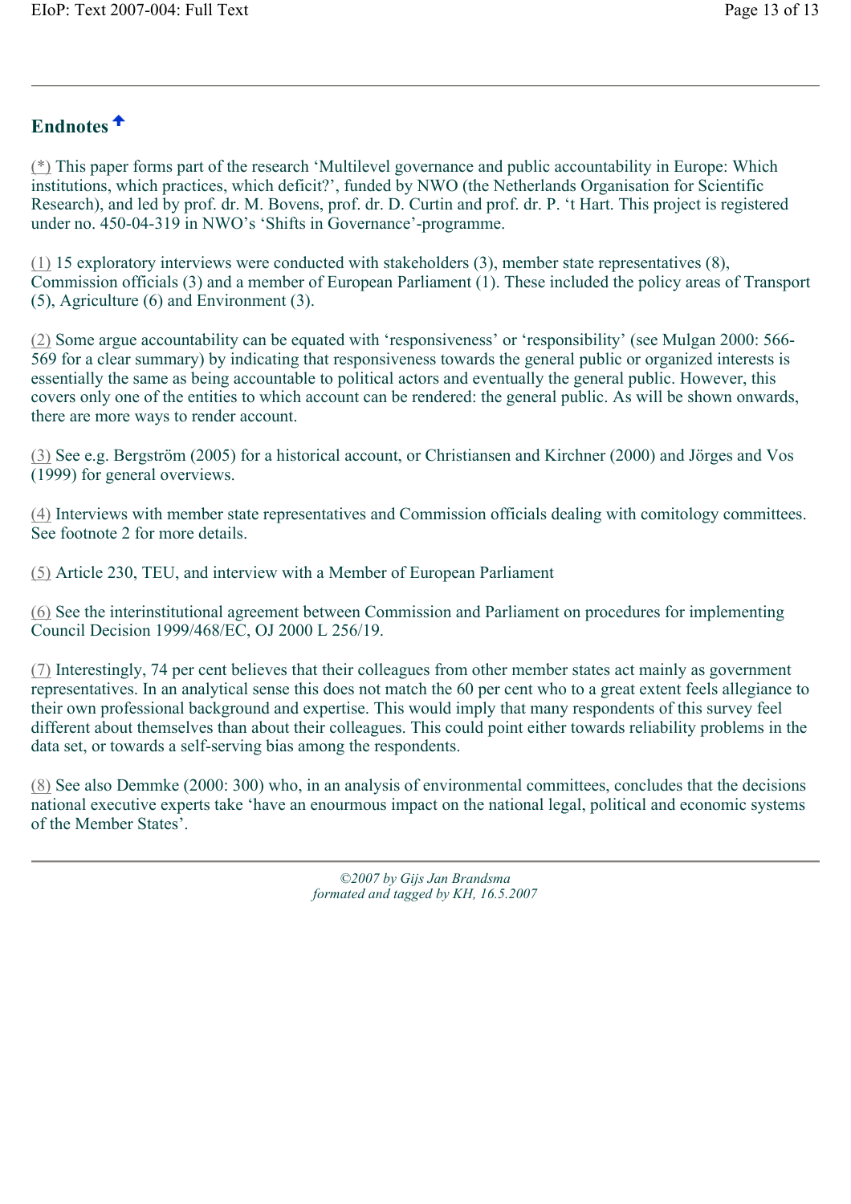## Endnotes

(*) This paper forms part of the research 'Multilevel governance and public accountability in Europe: Which institutions, which practices, which deficit?', funded by NWO (the Netherlands Organisation for Scientific Research), and led by prof. dr. M. Bovens, prof. dr. D. Curtin and prof. dr. P. 't Hart. This project is registered under no. 450-04-319 in NWO's 'Shifts in Governance'-programme.

(1) 15 exploratory interviews were conducted with stakeholders (3), member state representatives (8), Commission officials (3) and a member of European Parliament (1). These included the policy areas of Transport (5), Agriculture (6) and Environment (3).

(2) Some argue accountability can be equated with 'responsiveness' or 'responsibility' (see Mulgan 2000: 566-569 for a clear summary) by indicating that responsiveness towards the general public or organized interests is essentially the same as being accountable to political actors and eventually the general public. However, this covers only one of the entities to which account can be rendered: the general public. As will be shown onwards, there are more ways to render account.

(3) See e.g. Bergström (2005) for a historical account, or Christiansen and Kirchner (2000) and Jörges and Vos (1999) for general overviews.

(4) Interviews with member state representatives and Commission officials dealing with comitology committees. See footnote 2 for more details.

(5) Article 230, TEU, and interview with a Member of European Parliament

(6) See the interinstitutional agreement between Commission and Parliament on procedures for implementing Council Decision 1999/468/EC, OJ 2000 L 256/19.

(7) Interestingly, 74 per cent believes that their colleagues from other member states act mainly as government representatives. In an analytical sense this does not match the 60 per cent who to a great extent feels allegiance to their own professional background and expertise. This would imply that many respondents of this survey feel different about themselves than about their colleagues. This could point either towards reliability problems in the data set, or towards a self-serving bias among the respondents.

(8) See also Demmke (2000: 300) who, in an analysis of environmental committees, concludes that the decisions national executive experts take 'have an enourmous impact on the national legal, political and economic systems of the Member States'.

*©2007 by Gijs Jan Brandsma*
*formated and tagged by KH, 16.5.2007*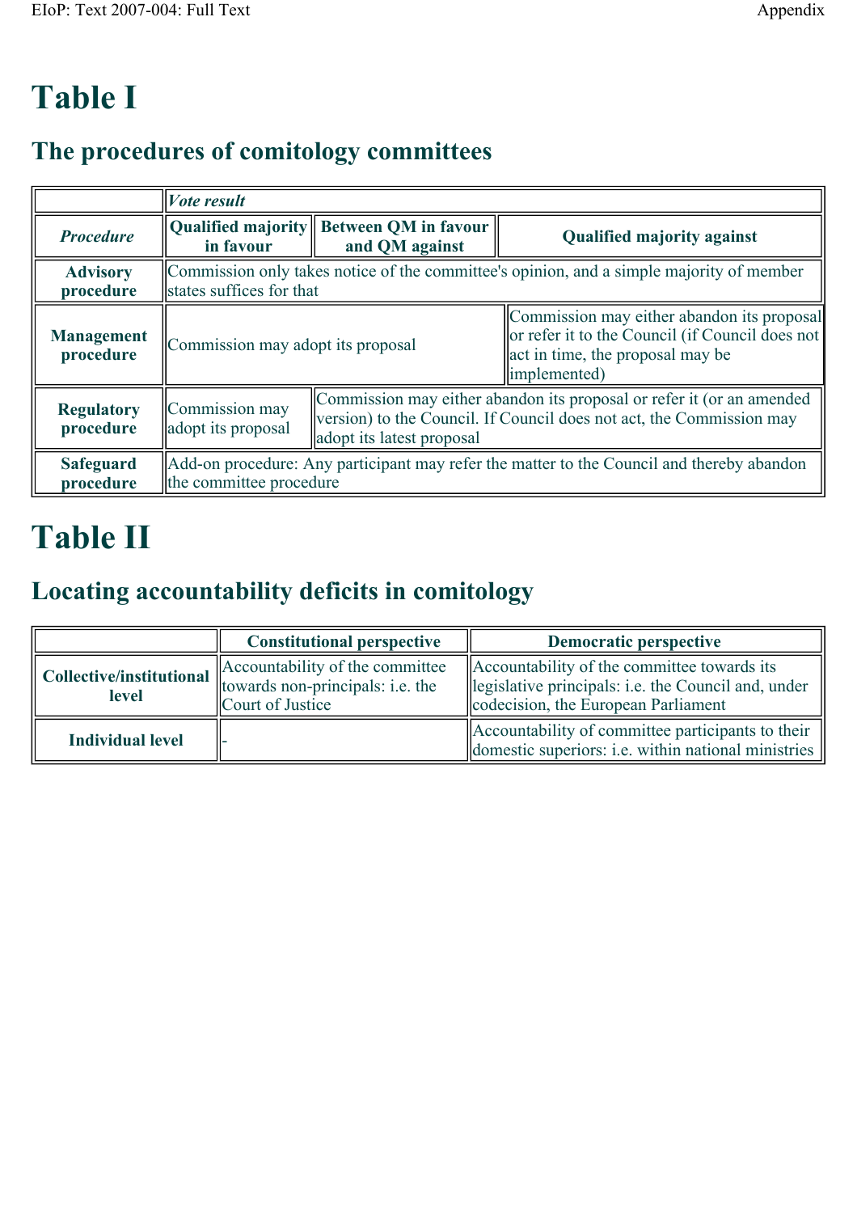# Table I

## The procedures of comitology committees

| *Procedure* | *Vote result* | | |
|---|---|---|---|
| | **Qualified majority in favour** | **Between QM in favour and QM against** | **Qualified majority against** |
| **Advisory procedure** | Commission only takes notice of the committee's opinion, and a simple majority of member states suffices for that | | |
| **Management procedure** | Commission may adopt its proposal | | Commission may either abandon its proposal or refer it to the Council (if Council does not act in time, the proposal may be implemented) |
| **Regulatory procedure** | Commission may adopt its proposal | Commission may either abandon its proposal or refer it (or an amended version) to the Council. If Council does not act, the Commission may adopt its latest proposal | |
| **Safeguard procedure** | Add-on procedure: Any participant may refer the matter to the Council and thereby abandon the committee procedure | | |

# Table II

## Locating accountability deficits in comitology

| | **Constitutional perspective** | **Democratic perspective** |
|---|---|---|
| **Collective/institutional level** | Accountability of the committee towards non-principals: i.e. the Court of Justice | Accountability of the committee towards its legislative principals: i.e. the Council and, under codecision, the European Parliament |
| **Individual level** | - | Accountability of committee participants to their domestic superiors: i.e. within national ministries |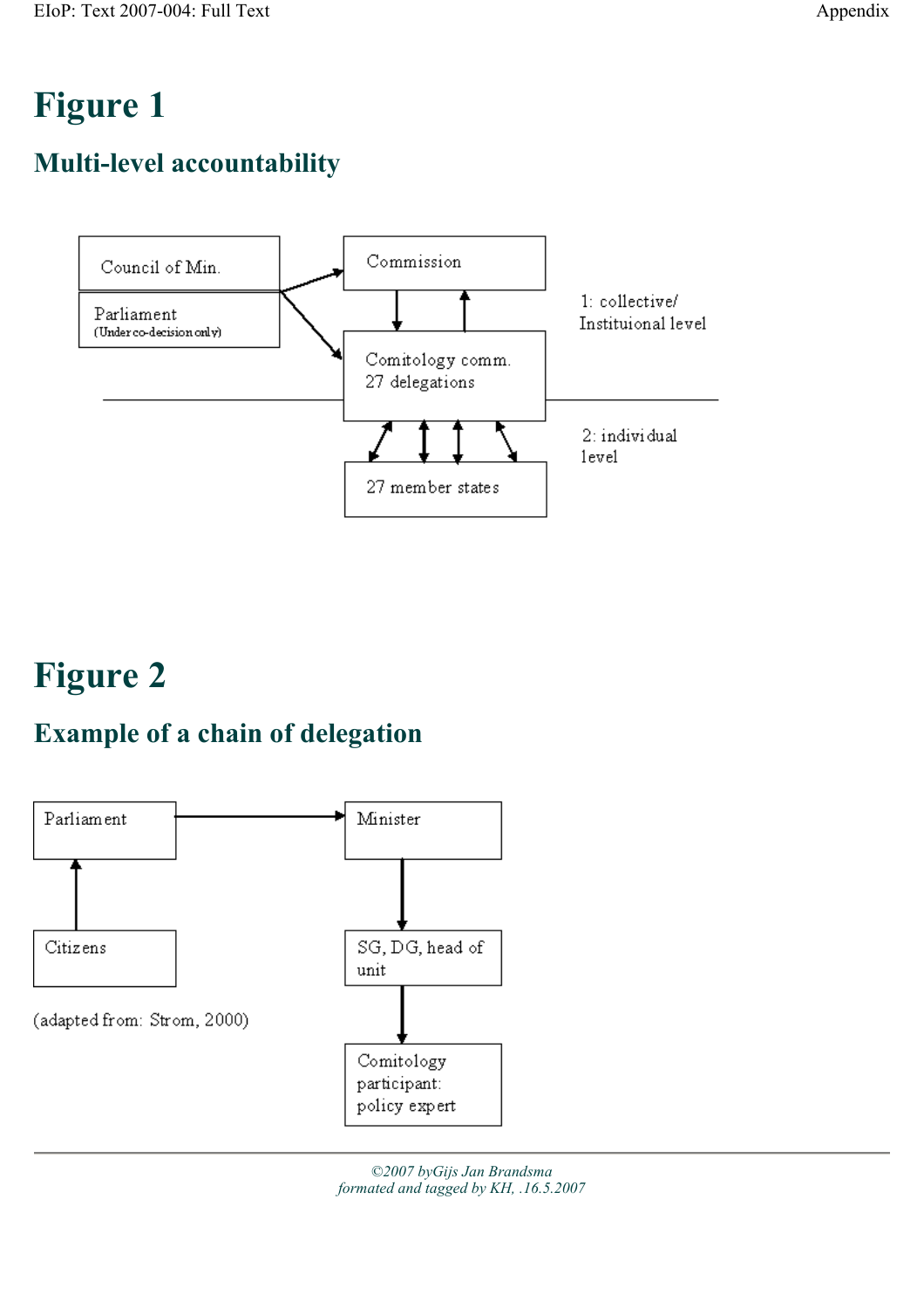# Figure 1

## Multi-level accountability

Council of Min.

Parliament
(Under co-decision only)

Commission

Comitology comm.
27 delegations

27 member states

1: collective/
Instituional level

2: individual
level

# Figure 2

## Example of a chain of delegation

Parliament

Minister

Citizens

SG, DG, head of
unit

Comitology
participant:
policy expert

(adapted from: Strom, 2000)

*©2007 byGijs Jan Brandsma*
*formated and tagged by KH, .16.5.2007*